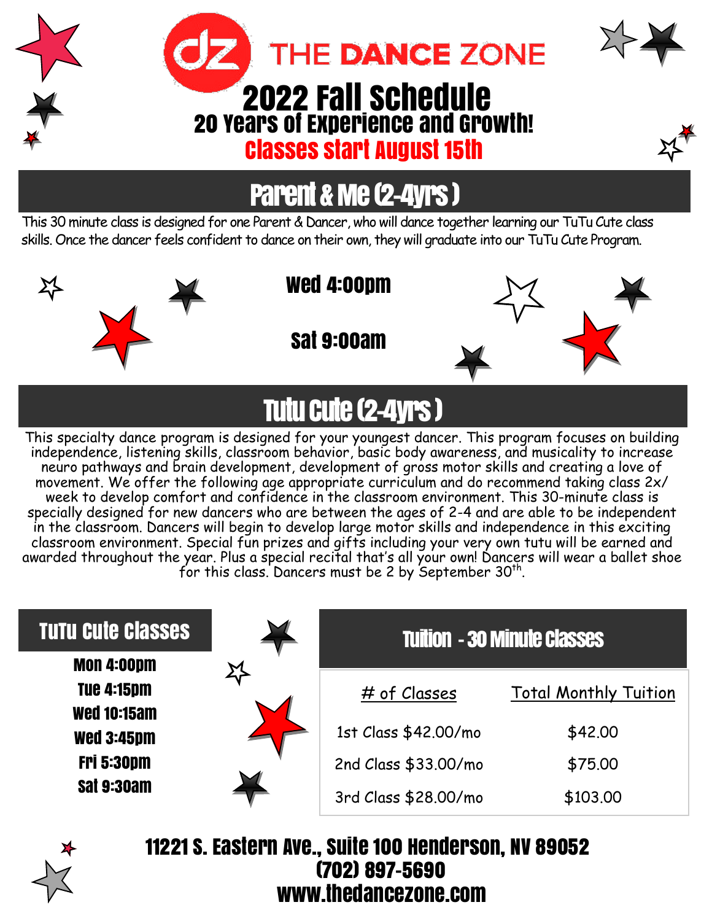# THE DANCE ZONE

## 2022 Fall Schedule

### 20 Years of Experience and Growth!

### Classes start August 15th

## Parent & Me (2-4yrs )

This 30 minute class is designed for one Parent & Dancer, who will dance together learning our TuTu Cute class skills. Once the dancer feels confident to dance on their own, they will graduate into our TuTu Cute Program.

**Wed 4:00pm**

**Sat 9:00am**

## Tutu Cute (2-4yrs )

This specialty dance program is designed for your youngest dancer. This program focuses on building independence, listening skills, classroom behavior, basic body awareness, and musicality to increase neuro pathways and brain development, development of gross motor skills and creating a love of movement. We offer the following age appropriate curriculum and do recommend taking class 2x/ week to develop comfort and confidence in the classroom environment. This 30-minute class is specially designed for new dancers who are between the ages of 2-4 and are able to be independent in the classroom. Dancers will begin to develop large motor skills and independence in this exciting classroom environment. Special fun prizes and gifts including your very own tutu will be earned and awarded throughout the year. Plus a special recital that's all your own! Dancers will wear a ballet shoe for this class. Dancers must be 2 by September 30th.

### TuTu Cute Classes

**Mon 4:00pm**
**Tue 4:15pm**
**Wed 10:15am**
**Wed 3:45pm**
**Fri 5:30pm**
**Sat 9:30am**

### Tuition - 30 Minute Classes

| # of Classes | Total Monthly Tuition |
|---|---|
| 1st Class $42.00/mo | $42.00 |
| 2nd Class $33.00/mo | $75.00 |
| 3rd Class $28.00/mo | $103.00 |

**11221 S. Eastern Ave., Suite 100 Henderson, NV 89052**
**(702) 897-5690**
**www.thedancezone.com**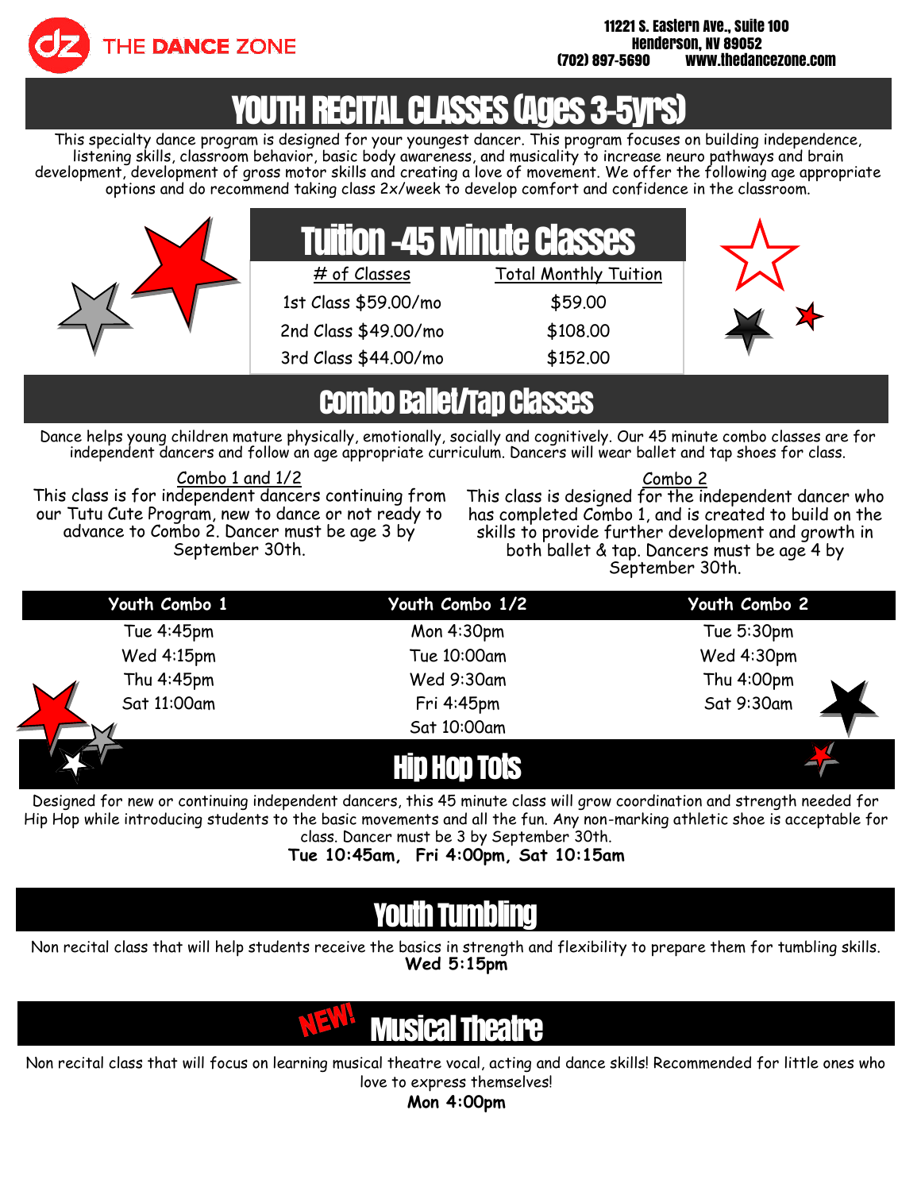THE DANCE ZONE

11221 S. Eastern Ave., Suite 100
Henderson, NV 89052
(702) 897-5690 www.thedancezone.com

# YOUTH RECITAL CLASSES (Ages 3-5yr's)

This specialty dance program is designed for your youngest dancer. This program focuses on building independence, listening skills, classroom behavior, basic body awareness, and musicality to increase neuro pathways and brain development, development of gross motor skills and creating a love of movement. We offer the following age appropriate options and do recommend taking class 2x/week to develop comfort and confidence in the classroom.

## Tuition -45 Minute Classes

| # of Classes | Total Monthly Tuition |
| --- | --- |
| 1st Class $59.00/mo | $59.00 |
| 2nd Class $49.00/mo | $108.00 |
| 3rd Class $44.00/mo | $152.00 |

## Combo Ballet/Tap Classes

Dance helps young children mature physically, emotionally, socially and cognitively. Our 45 minute combo classes are for independent dancers and follow an age appropriate curriculum. Dancers will wear ballet and tap shoes for class.

Combo 1 and 1/2

This class is for independent dancers continuing from our Tutu Cute Program, new to dance or not ready to advance to Combo 2. Dancer must be age 3 by September 30th.

Combo 2

This class is designed for the independent dancer who has completed Combo 1, and is created to build on the skills to provide further development and growth in both ballet & tap. Dancers must be age 4 by September 30th.

| Youth Combo 1 | Youth Combo 1/2 | Youth Combo 2 |
| --- | --- | --- |
| Tue 4:45pm | Mon 4:30pm | Tue 5:30pm |
| Wed 4:15pm | Tue 10:00am | Wed 4:30pm |
| Thu 4:45pm | Wed 9:30am | Thu 4:00pm |
| Sat 11:00am | Fri 4:45pm | Sat 9:30am |
| | Sat 10:00am | |

## Hip Hop Tots

Designed for new or continuing independent dancers, this 45 minute class will grow coordination and strength needed for Hip Hop while introducing students to the basic movements and all the fun. Any non-marking athletic shoe is acceptable for class. Dancer must be 3 by September 30th.

**Tue 10:45am, Fri 4:00pm, Sat 10:15am**

## Youth Tumbling

Non recital class that will help students receive the basics in strength and flexibility to prepare them for tumbling skills.

**Wed 5:15pm**

## NEW! Musical Theatre

Non recital class that will focus on learning musical theatre vocal, acting and dance skills! Recommended for little ones who love to express themselves!

**Mon 4:00pm**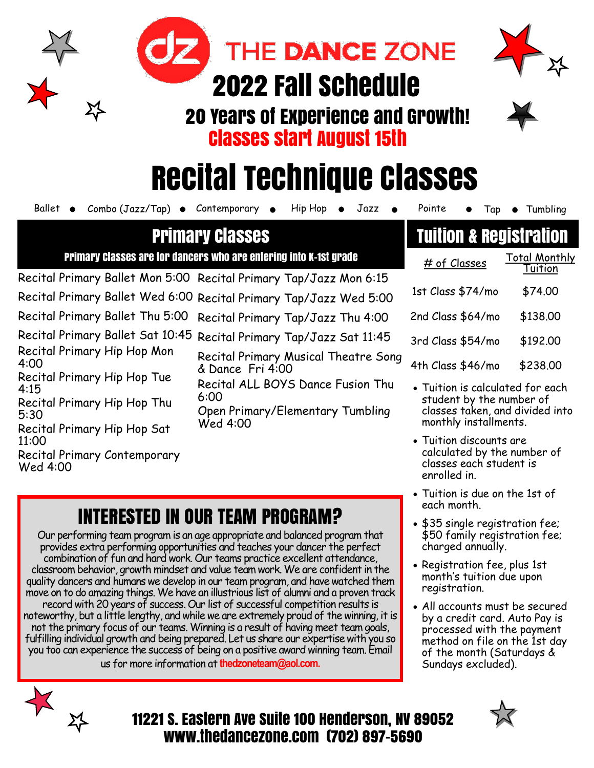# THE DANCE ZONE

# 2022 Fall Schedule

## 20 Years of Experience and Growth!

## Classes start August 15th

# Recital Technique Classes

Ballet • Combo (Jazz/Tap) • Contemporary • Hip Hop • Jazz • Pointe • Tap • Tumbling

## Primary Classes

**Primary Classes are for dancers who are entering into K-1st grade**

Recital Primary Ballet Mon 5:00
Recital Primary Ballet Wed 6:00
Recital Primary Ballet Thu 5:00
Recital Primary Ballet Sat 10:45
Recital Primary Hip Hop Mon 4:00
Recital Primary Hip Hop Tue 4:15
Recital Primary Hip Hop Thu 5:30
Recital Primary Hip Hop Sat 11:00
Recital Primary Contemporary Wed 4:00

Recital Primary Tap/Jazz Mon 6:15
Recital Primary Tap/Jazz Wed 5:00
Recital Primary Tap/Jazz Thu 4:00
Recital Primary Tap/Jazz Sat 11:45
Recital Primary Musical Theatre Song & Dance Fri 4:00
Recital ALL BOYS Dance Fusion Thu 6:00
Open Primary/Elementary Tumbling Wed 4:00

## Tuition & Registration

| # of Classes | Total Monthly Tuition |
|---|---|
| 1st Class $74/mo | $74.00 |
| 2nd Class $64/mo | $138.00 |
| 3rd Class $54/mo | $192.00 |
| 4th Class $46/mo | $238.00 |

- Tuition is calculated for each student by the number of classes taken, and divided into monthly installments.
- Tuition discounts are calculated by the number of classes each student is enrolled in.
- Tuition is due on the 1st of each month.
- $35 single registration fee; $50 family registration fee; charged annually.
- Registration fee, plus 1st month's tuition due upon registration.
- All accounts must be secured by a credit card. Auto Pay is processed with the payment method on file on the 1st day of the month (Saturdays & Sundays excluded).

## INTERESTED IN OUR TEAM PROGRAM?

Our performing team program is an age appropriate and balanced program that provides extra performing opportunities and teaches your dancer the perfect combination of fun and hard work. Our teams practice excellent attendance, classroom behavior, growth mindset and value team work. We are confident in the quality dancers and humans we develop in our team program, and have watched them move on to do amazing things. We have an illustrious list of alumni and a proven track record with 20 years of success. Our list of successful competition results is noteworthy, but a little lengthy, and while we are extremely proud of the winning, it is not the primary focus of our teams. Winning is a result of having meet team goals, fulfilling individual growth and being prepared. Let us share our expertise with you so you too can experience the success of being on a positive award winning team. Email us for more information at **thedzoneteam@aol.com.**

**11221 S. Eastern Ave Suite 100 Henderson, NV 89052**
**www.thedancezone.com (702) 897-5690**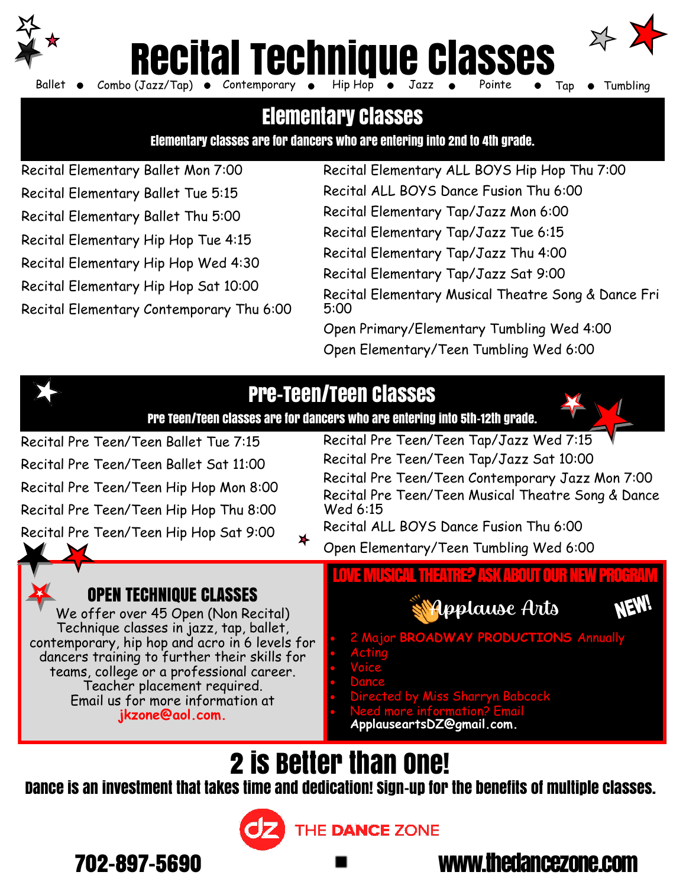# Recital Technique Classes

Ballet • Combo (Jazz/Tap) • Contemporary • Hip Hop • Jazz • Pointe • Tap • Tumbling

## Elementary Classes

**Elementary classes are for dancers who are entering into 2nd to 4th grade.**

Recital Elementary Ballet Mon 7:00

Recital Elementary Ballet Tue 5:15

Recital Elementary Ballet Thu 5:00

Recital Elementary Hip Hop Tue 4:15

Recital Elementary Hip Hop Wed 4:30

Recital Elementary Hip Hop Sat 10:00

Recital Elementary Contemporary Thu 6:00

Recital Elementary ALL BOYS Hip Hop Thu 7:00

Recital ALL BOYS Dance Fusion Thu 6:00

Recital Elementary Tap/Jazz Mon 6:00

Recital Elementary Tap/Jazz Tue 6:15

Recital Elementary Tap/Jazz Thu 4:00

Recital Elementary Tap/Jazz Sat 9:00

Recital Elementary Musical Theatre Song & Dance Fri 5:00

Open Primary/Elementary Tumbling Wed 4:00

Open Elementary/Teen Tumbling Wed 6:00

## Pre-Teen/Teen Classes

**Pre Teen/Teen classes are for dancers who are entering into 5th-12th grade.**

Recital Pre Teen/Teen Ballet Tue 7:15

Recital Pre Teen/Teen Ballet Sat 11:00

Recital Pre Teen/Teen Hip Hop Mon 8:00

Recital Pre Teen/Teen Hip Hop Thu 8:00

Recital Pre Teen/Teen Hip Hop Sat 9:00

Recital Pre Teen/Teen Tap/Jazz Wed 7:15

Recital Pre Teen/Teen Tap/Jazz Sat 10:00

Recital Pre Teen/Teen Contemporary Jazz Mon 7:00

Recital Pre Teen/Teen Musical Theatre Song & Dance Wed 6:15

Recital ALL BOYS Dance Fusion Thu 6:00

Open Elementary/Teen Tumbling Wed 6:00

### OPEN TECHNIQUE CLASSES

We offer over 45 Open (Non Recital) Technique classes in jazz, tap, ballet, contemporary, hip hop and acro in 6 levels for dancers training to further their skills for teams, college or a professional career. Teacher placement required. Email us for more information at **jkzone@aol.com.**

### LOVE MUSICAL THEATRE? ASK ABOUT OUR NEW PROGRAM

**Applause Arts** NEW!

- 2 Major **BROADWAY PRODUCTIONS** Annually
- Acting
- Voice
- Dance
- Directed by Miss Sharryn Babcock
- Need more information? Email **ApplauseartsDZ@gmail.com.**

# 2 is Better than One!

**Dance is an investment that takes time and dedication! Sign-up for the benefits of multiple classes.**

THE DANCE ZONE

702-897-5690 ■ www.thedancezone.com